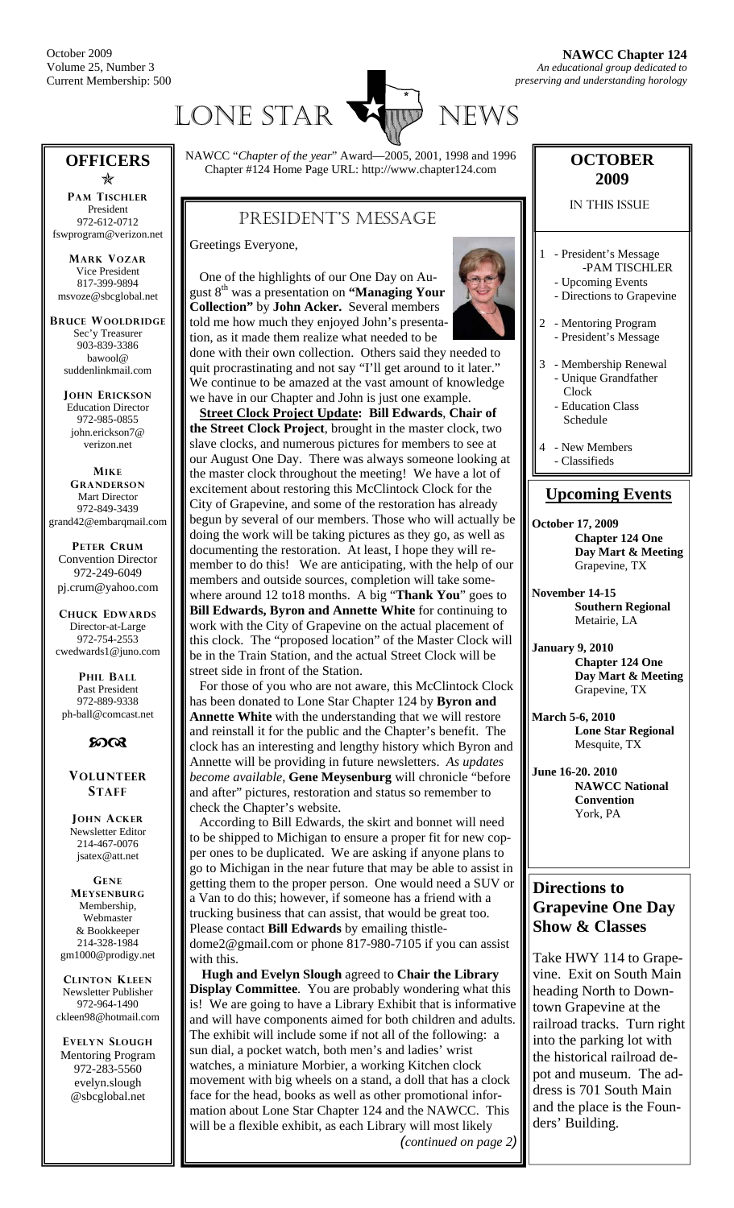October 2009
Volume 25, Number 3
Current Membership: 500

**NAWCC Chapter 124**
*An educational group dedicated to preserving and understanding horology*

# LONE STAR NEWS

NAWCC "*Chapter of the year*" Award—2005, 2001, 1998 and 1996
Chapter #124 Home Page URL: http://www.chapter124.com

## President's Message

Greetings Everyone,

One of the highlights of our One Day on August 8th was a presentation on **"Managing Your Collection"** by **John Acker.** Several members told me how much they enjoyed John's presentation, as it made them realize what needed to be done with their own collection. Others said they needed to quit procrastinating and not say "I'll get around to it later." We continue to be amazed at the vast amount of knowledge we have in our Chapter and John is just one example.

**Street Clock Project Update: Bill Edwards**, **Chair of the Street Clock Project**, brought in the master clock, two slave clocks, and numerous pictures for members to see at our August One Day. There was always someone looking at the master clock throughout the meeting! We have a lot of excitement about restoring this McClintock Clock for the City of Grapevine, and some of the restoration has already begun by several of our members. Those who will actually be doing the work will be taking pictures as they go, as well as documenting the restoration. At least, I hope they will remember to do this! We are anticipating, with the help of our members and outside sources, completion will take somewhere around 12 to18 months. A big "**Thank You**" goes to **Bill Edwards, Byron and Annette White** for continuing to work with the City of Grapevine on the actual placement of this clock. The "proposed location" of the Master Clock will be in the Train Station, and the actual Street Clock will be street side in front of the Station.

For those of you who are not aware, this McClintock Clock has been donated to Lone Star Chapter 124 by **Byron and Annette White** with the understanding that we will restore and reinstall it for the public and the Chapter's benefit. The clock has an interesting and lengthy history which Byron and Annette will be providing in future newsletters. *As updates become available*, **Gene Meysenburg** will chronicle "before and after" pictures, restoration and status so remember to check the Chapter's website.

According to Bill Edwards, the skirt and bonnet will need to be shipped to Michigan to ensure a proper fit for new copper ones to be duplicated. We are asking if anyone plans to go to Michigan in the near future that may be able to assist in getting them to the proper person. One would need a SUV or a Van to do this; however, if someone has a friend with a trucking business that can assist, that would be great too. Please contact **Bill Edwards** by emailing thistle-dome2@gmail.com or phone 817-980-7105 if you can assist with this.

**Hugh and Evelyn Slough** agreed to **Chair the Library Display Committee**. You are probably wondering what this is! We are going to have a Library Exhibit that is informative and will have components aimed for both children and adults. The exhibit will include some if not all of the following: a sun dial, a pocket watch, both men's and ladies' wrist watches, a miniature Morbier, a working Kitchen clock movement with big wheels on a stand, a doll that has a clock face for the head, books as well as other promotional information about Lone Star Chapter 124 and the NAWCC. This will be a flexible exhibit, as each Library will most likely

*(continued on page 2)*

## OFFICERS

**PAM TISCHLER**
President
972-612-0712
fswprogram@verizon.net

**MARK VOZAR**
Vice President
817-399-9894
msvoze@sbcglobal.net

**BRUCE WOOLDRIDGE**
Sec'y Treasurer
903-839-3386
bawool@suddenlinkmail.com

**JOHN ERICKSON**
Education Director
972-985-0855
john.erickson7@verizon.net

**MIKE GRANDERSON**
Mart Director
972-849-3439
grand42@embarqmail.com

**PETER CRUM**
Convention Director
972-249-6049
pj.crum@yahoo.com

**CHUCK EDWARDS**
Director-at-Large
972-754-2553
cwedwards1@juno.com

**PHIL BALL**
Past President
972-889-9338
ph-ball@comcast.net

## VOLUNTEER STAFF

**JOHN ACKER**
Newsletter Editor
214-467-0076
jsatex@att.net

**GENE MEYSENBURG**
Membership, Webmaster & Bookkeeper
214-328-1984
gm1000@prodigy.net

**CLINTON KLEEN**
Newsletter Publisher
972-964-1490
ckleen98@hotmail.com

**EVELYN SLOUGH**
Mentoring Program
972-283-5560
evelyn.slough@sbcglobal.net

## OCTOBER 2009

IN THIS ISSUE

1 - President's Message -PAM TISCHLER
  - Upcoming Events
  - Directions to Grapevine

2 - Mentoring Program
  - President's Message

3 - Membership Renewal
  - Unique Grandfather Clock
  - Education Class Schedule

4 - New Members
  - Classifieds

## Upcoming Events

**October 17, 2009**
**Chapter 124 One Day Mart & Meeting**
Grapevine, TX

**November 14-15**
**Southern Regional**
Metairie, LA

**January 9, 2010**
**Chapter 124 One Day Mart & Meeting**
Grapevine, TX

**March 5-6, 2010**
**Lone Star Regional**
Mesquite, TX

**June 16-20. 2010**
**NAWCC National Convention**
York, PA

## Directions to Grapevine One Day Show & Classes

Take HWY 114 to Grapevine. Exit on South Main heading North to Downtown Grapevine at the railroad tracks. Turn right into the parking lot with the historical railroad depot and museum. The address is 701 South Main and the place is the Founders' Building.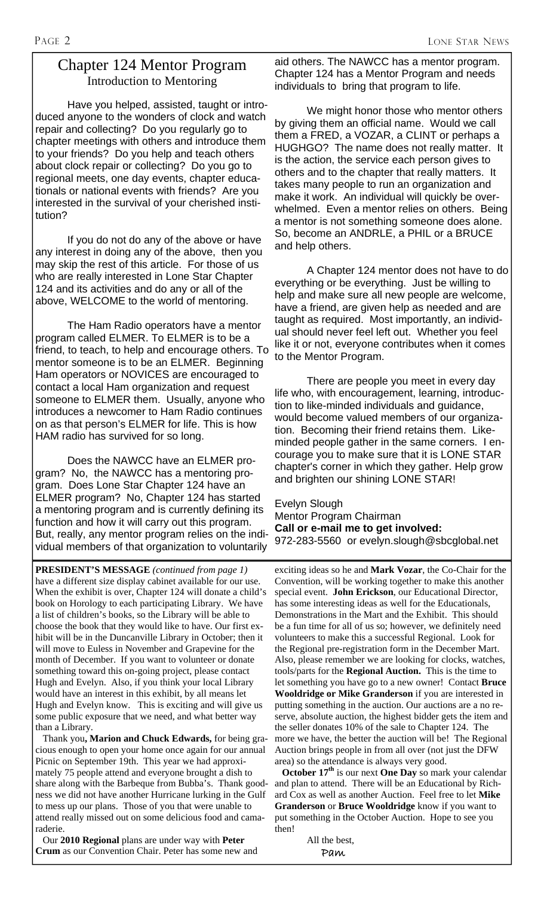## Chapter 124 Mentor Program

### Introduction to Mentoring

Have you helped, assisted, taught or introduced anyone to the wonders of clock and watch repair and collecting? Do you regularly go to chapter meetings with others and introduce them to your friends? Do you help and teach others about clock repair or collecting? Do you go to regional meets, one day events, chapter educationals or national events with friends? Are you interested in the survival of your cherished institution?

If you do not do any of the above or have any interest in doing any of the above, then you may skip the rest of this article. For those of us who are really interested in Lone Star Chapter 124 and its activities and do any or all of the above, WELCOME to the world of mentoring.

The Ham Radio operators have a mentor program called ELMER. To ELMER is to be a friend, to teach, to help and encourage others. To mentor someone is to be an ELMER. Beginning Ham operators or NOVICES are encouraged to contact a local Ham organization and request someone to ELMER them. Usually, anyone who introduces a newcomer to Ham Radio continues on as that person's ELMER for life. This is how HAM radio has survived for so long.

Does the NAWCC have an ELMER program? No, the NAWCC has a mentoring program. Does Lone Star Chapter 124 have an ELMER program? No, Chapter 124 has started a mentoring program and is currently defining its function and how it will carry out this program. But, really, any mentor program relies on the individual members of that organization to voluntarily aid others. The NAWCC has a mentor program. Chapter 124 has a Mentor Program and needs individuals to bring that program to life.

We might honor those who mentor others by giving them an official name. Would we call them a FRED, a VOZAR, a CLINT or perhaps a HUGHGO? The name does not really matter. It is the action, the service each person gives to others and to the chapter that really matters. It takes many people to run an organization and make it work. An individual will quickly be overwhelmed. Even a mentor relies on others. Being a mentor is not something someone does alone. So, become an ANDRLE, a PHIL or a BRUCE and help others.

A Chapter 124 mentor does not have to do everything or be everything. Just be willing to help and make sure all new people are welcome, have a friend, are given help as needed and are taught as required. Most importantly, an individual should never feel left out. Whether you feel like it or not, everyone contributes when it comes to the Mentor Program.

There are people you meet in every day life who, with encouragement, learning, introduction to like-minded individuals and guidance, would become valued members of our organization. Becoming their friend retains them. Like-minded people gather in the same corners. I encourage you to make sure that it is LONE STAR chapter's corner in which they gather. Help grow and brighten our shining LONE STAR!

Evelyn Slough
Mentor Program Chairman
**Call or e-mail me to get involved:**
972-283-5560 or evelyn.slough@sbcglobal.net

---

**PRESIDENT'S MESSAGE** *(continued from page 1)*

have a different size display cabinet available for our use. When the exhibit is over, Chapter 124 will donate a child's book on Horology to each participating Library. We have a list of children's books, so the Library will be able to choose the book that they would like to have. Our first exhibit will be in the Duncanville Library in October; then it will move to Euless in November and Grapevine for the month of December. If you want to volunteer or donate something toward this on-going project, please contact Hugh and Evelyn. Also, if you think your local Library would have an interest in this exhibit, by all means let Hugh and Evelyn know. This is exciting and will give us some public exposure that we need, and what better way than a Library.

Thank you**, Marion and Chuck Edwards,** for being gracious enough to open your home once again for our annual Picnic on September 19th. This year we had approximately 75 people attend and everyone brought a dish to share along with the Barbeque from Bubba's. Thank goodness we did not have another Hurricane lurking in the Gulf to mess up our plans. Those of you that were unable to attend really missed out on some delicious food and camaraderie.

Our **2010 Regional** plans are under way with **Peter Crum** as our Convention Chair. Peter has some new and exciting ideas so he and **Mark Vozar**, the Co-Chair for the Convention, will be working together to make this another special event. **John Erickson**, our Educational Director, has some interesting ideas as well for the Educationals, Demonstrations in the Mart and the Exhibit. This should be a fun time for all of us so; however, we definitely need volunteers to make this a successful Regional. Look for the Regional pre-registration form in the December Mart. Also, please remember we are looking for clocks, watches, tools/parts for the **Regional Auction.** This is the time to let something you have go to a new owner! Contact **Bruce Wooldridge or Mike Granderson** if you are interested in putting something in the auction. Our auctions are a no reserve, absolute auction, the highest bidder gets the item and the seller donates 10% of the sale to Chapter 124. The more we have, the better the auction will be! The Regional Auction brings people in from all over (not just the DFW area) so the attendance is always very good.

**October 17th** is our next **One Day** so mark your calendar and plan to attend. There will be an Educational by Richard Cox as well as another Auction. Feel free to let **Mike Granderson** or **Bruce Wooldridge** know if you want to put something in the October Auction. Hope to see you then!

All the best,
Pam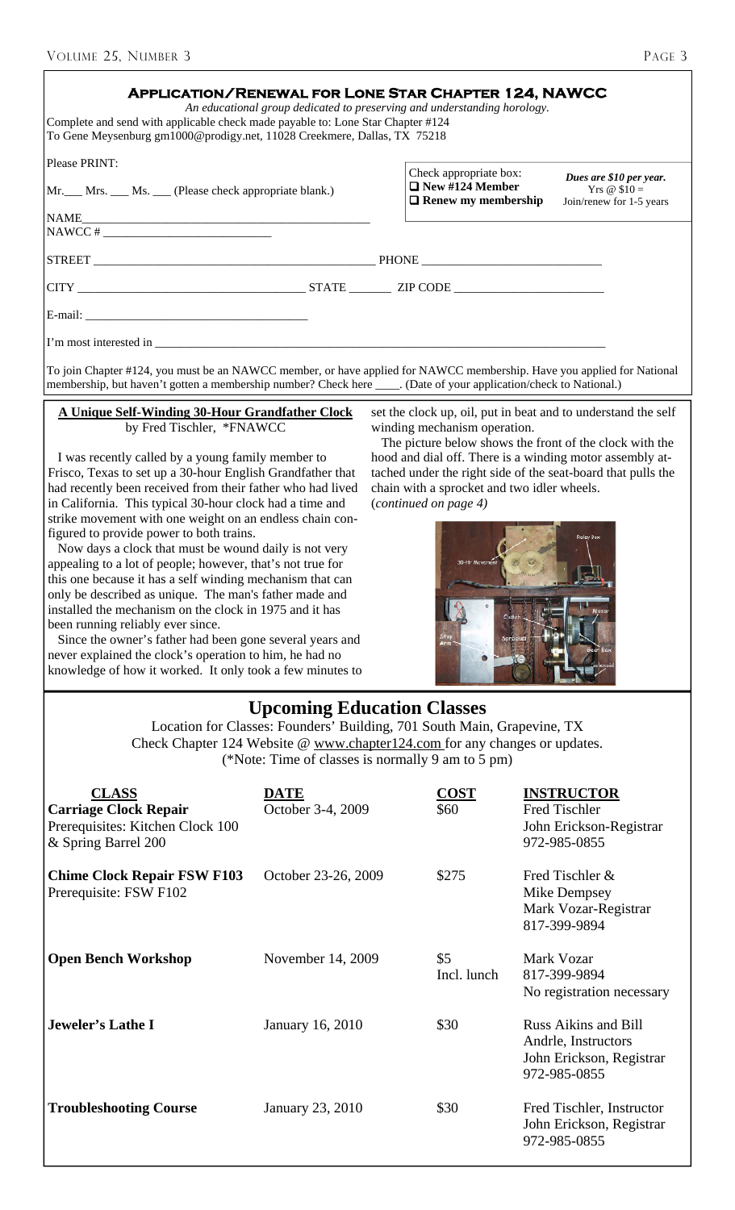## Application/Renewal for Lone Star Chapter 124, NAWCC

*An educational group dedicated to preserving and understanding horology.*

Complete and send with applicable check made payable to: Lone Star Chapter #124
To Gene Meysenburg gm1000@prodigy.net, 11028 Creekmere, Dallas, TX 75218

Please PRINT:

Mr.___ Mrs. ___ Ms. ___ (Please check appropriate blank.)

Check appropriate box:
❑ **New #124 Member**
❑ **Renew my membership**

***Dues are $10 per year.***
Yrs @ $10 =
Join/renew for 1-5 years

NAME_______________________________________________

NAWCC # ___________________________

STREET _______________________________________________ PHONE ____________________________

CITY ____________________________________ STATE _______ ZIP CODE ________________________

E-mail: ____________________________________

I'm most interested in ___________________________________________________________________________

To join Chapter #124, you must be an NAWCC member, or have applied for NAWCC membership. Have you applied for National membership, but haven't gotten a membership number? Check here ____. (Date of your application/check to National.)

### A Unique Self-Winding 30-Hour Grandfather Clock

by Fred Tischler, *FNAWCC

I was recently called by a young family member to Frisco, Texas to set up a 30-hour English Grandfather that had recently been received from their father who had lived in California. This typical 30-hour clock had a time and strike movement with one weight on an endless chain configured to provide power to both trains.

Now days a clock that must be wound daily is not very appealing to a lot of people; however, that's not true for this one because it has a self winding mechanism that can only be described as unique. The man's father made and installed the mechanism on the clock in 1975 and it has been running reliably ever since.

Since the owner's father had been gone several years and never explained the clock's operation to him, he had no knowledge of how it worked. It only took a few minutes to set the clock up, oil, put in beat and to understand the self winding mechanism operation.

The picture below shows the front of the clock with the hood and dial off. There is a winding motor assembly attached under the right side of the seat-board that pulls the chain with a sprocket and two idler wheels.

(*continued on page 4*)

## Upcoming Education Classes

Location for Classes: Founders' Building, 701 South Main, Grapevine, TX
Check Chapter 124 Website @ www.chapter124.com for any changes or updates.
(*Note: Time of classes is normally 9 am to 5 pm)

| CLASS | DATE | COST | INSTRUCTOR |
|---|---|---|---|
| **Carriage Clock Repair** Prerequisites: Kitchen Clock 100 & Spring Barrel 200 | October 3-4, 2009 | $60 | Fred Tischler; John Erickson-Registrar; 972-985-0855 |
| **Chime Clock Repair FSW F103** Prerequisite: FSW F102 | October 23-26, 2009 | $275 | Fred Tischler & Mike Dempsey; Mark Vozar-Registrar; 817-399-9894 |
| **Open Bench Workshop** | November 14, 2009 | $5 Incl. lunch | Mark Vozar; 817-399-9894; No registration necessary |
| **Jeweler's Lathe I** | January 16, 2010 | $30 | Russ Aikins and Bill Andrle, Instructors; John Erickson, Registrar; 972-985-0855 |
| **Troubleshooting Course** | January 23, 2010 | $30 | Fred Tischler, Instructor; John Erickson, Registrar; 972-985-0855 |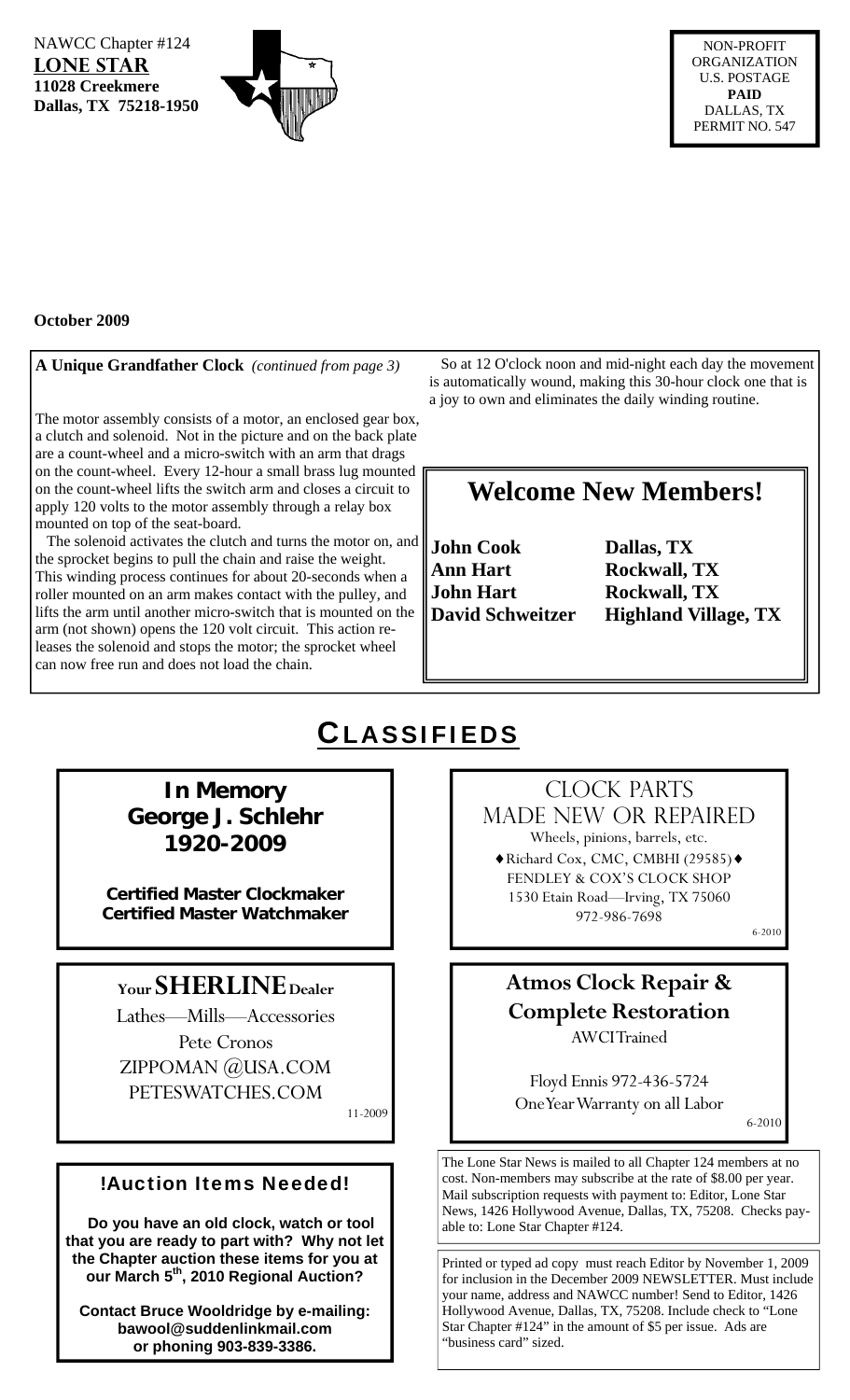NAWCC Chapter #124
**LONE STAR**
**11028 Creekmere**
**Dallas, TX 75218-1950**

NON-PROFIT
ORGANIZATION
U.S. POSTAGE
**PAID**
DALLAS, TX
PERMIT NO. 547

**October 2009**

**A Unique Grandfather Clock** *(continued from page 3)*

The motor assembly consists of a motor, an enclosed gear box, a clutch and solenoid. Not in the picture and on the back plate are a count-wheel and a micro-switch with an arm that drags on the count-wheel. Every 12-hour a small brass lug mounted on the count-wheel lifts the switch arm and closes a circuit to apply 120 volts to the motor assembly through a relay box mounted on top of the seat-board.

The solenoid activates the clutch and turns the motor on, and the sprocket begins to pull the chain and raise the weight. This winding process continues for about 20-seconds when a roller mounted on an arm makes contact with the pulley, and lifts the arm until another micro-switch that is mounted on the arm (not shown) opens the 120 volt circuit. This action releases the solenoid and stops the motor; the sprocket wheel can now free run and does not load the chain.

So at 12 O'clock noon and mid-night each day the movement is automatically wound, making this 30-hour clock one that is a joy to own and eliminates the daily winding routine.

## Welcome New Members!

| | |
|---|---|
| **John Cook** | **Dallas, TX** |
| **Ann Hart** | **Rockwall, TX** |
| **John Hart** | **Rockwall, TX** |
| **David Schweitzer** | **Highland Village, TX** |

# CLASSIFIEDS

**In Memory**
**George J. Schlehr**
**1920-2009**

**Certified Master Clockmaker**
**Certified Master Watchmaker**

Your **SHERLINE** Dealer

Lathes—Mills—Accessories

Pete Cronos

ZIPPOMAN @USA.COM

PETESWATCHES.COM

11-2009

**!Auction Items Needed!**

**Do you have an old clock, watch or tool that you are ready to part with? Why not let the Chapter auction these items for you at our March 5th, 2010 Regional Auction?**

**Contact Bruce Wooldridge by e-mailing: bawool@suddenlinkmail.com or phoning 903-839-3386.**

CLOCK PARTS
MADE NEW OR REPAIRED

Wheels, pinions, barrels, etc.

♦Richard Cox, CMC, CMBHI (29585)♦
FENDLEY & COX'S CLOCK SHOP
1530 Etain Road—Irving, TX 75060
972-986-7698

6-2010

**Atmos Clock Repair & Complete Restoration**

AWCI Trained

Floyd Ennis 972-436-5724
One Year Warranty on all Labor

6-2010

The Lone Star News is mailed to all Chapter 124 members at no cost. Non-members may subscribe at the rate of $8.00 per year. Mail subscription requests with payment to: Editor, Lone Star News, 1426 Hollywood Avenue, Dallas, TX, 75208. Checks payable to: Lone Star Chapter #124.

Printed or typed ad copy must reach Editor by November 1, 2009 for inclusion in the December 2009 NEWSLETTER. Must include your name, address and NAWCC number! Send to Editor, 1426 Hollywood Avenue, Dallas, TX, 75208. Include check to "Lone Star Chapter #124" in the amount of $5 per issue. Ads are "business card" sized.